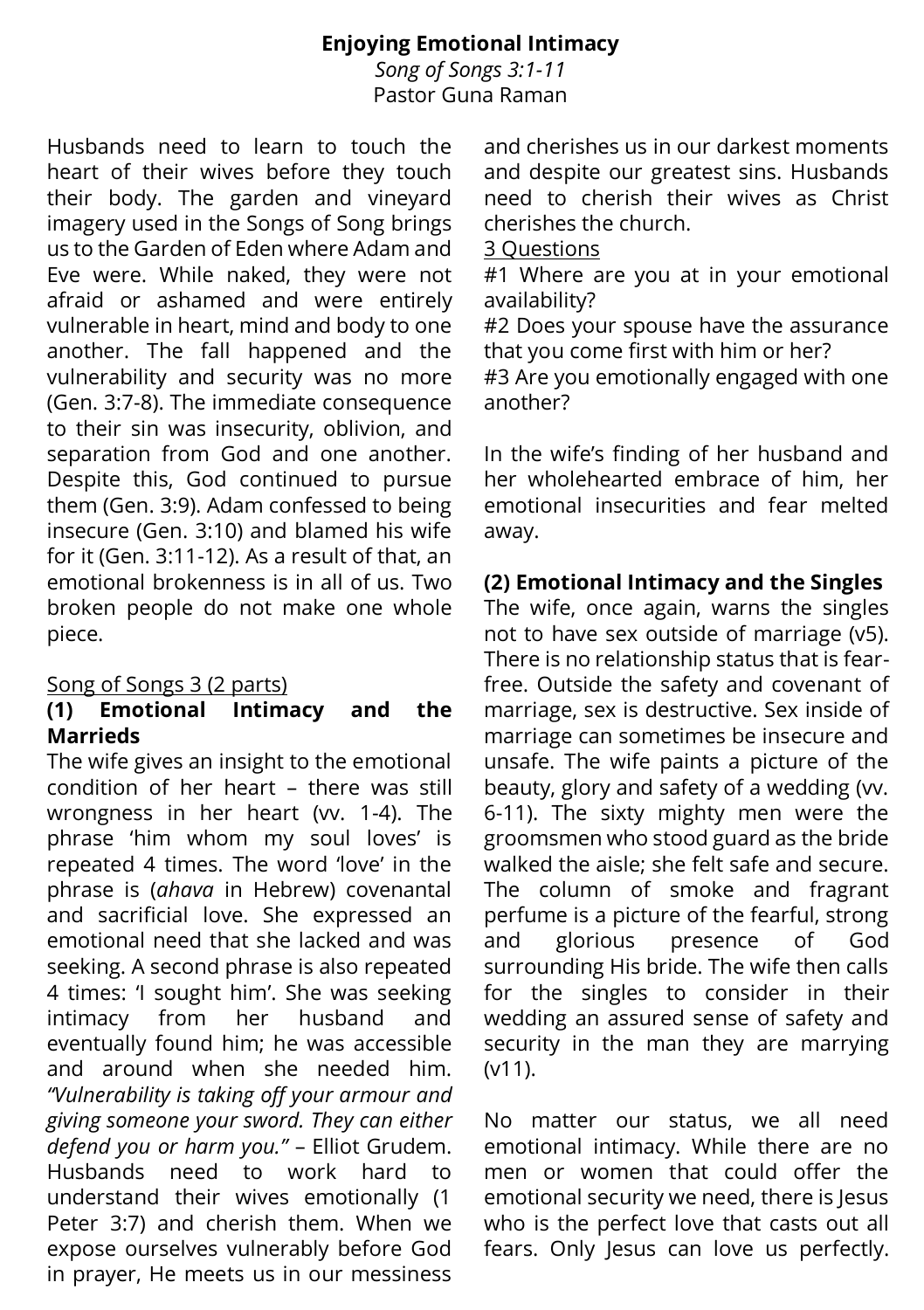# Enjoying Emotional Intimacy

*Song of Songs 3:1-11*

Pastor Guna Raman

Husbands need to learn to touch the heart of their wives before they touch their body. The garden and vineyard imagery used in the Songs of Song brings us to the Garden of Eden where Adam and Eve were. While naked, they were not afraid or ashamed and were entirely vulnerable in heart, mind and body to one another. The fall happened and the vulnerability and security was no more (Gen. 3:7-8). The immediate consequence to their sin was insecurity, oblivion, and separation from God and one another. Despite this, God continued to pursue them (Gen. 3:9). Adam confessed to being insecure (Gen. 3:10) and blamed his wife for it (Gen. 3:11-12). As a result of that, an emotional brokenness is in all of us. Two broken people do not make one whole piece.

Song of Songs 3 (2 parts)

## (1) Emotional Intimacy and the Marrieds

The wife gives an insight to the emotional condition of her heart – there was still wrongness in her heart (vv. 1-4). The phrase 'him whom my soul loves' is repeated 4 times. The word 'love' in the phrase is (*ahava* in Hebrew) covenantal and sacrificial love. She expressed an emotional need that she lacked and was seeking. A second phrase is also repeated 4 times: 'I sought him'. She was seeking intimacy from her husband and eventually found him; he was accessible and around when she needed him. *"Vulnerability is taking off your armour and giving someone your sword. They can either defend you or harm you."* – Elliot Grudem. Husbands need to work hard to understand their wives emotionally (1 Peter 3:7) and cherish them. When we expose ourselves vulnerably before God in prayer, He meets us in our messiness and cherishes us in our darkest moments and despite our greatest sins. Husbands need to cherish their wives as Christ cherishes the church.

3 Questions

#1 Where are you at in your emotional availability?

#2 Does your spouse have the assurance that you come first with him or her?

#3 Are you emotionally engaged with one another?

In the wife's finding of her husband and her wholehearted embrace of him, her emotional insecurities and fear melted away.

## (2) Emotional Intimacy and the Singles

The wife, once again, warns the singles not to have sex outside of marriage (v5). There is no relationship status that is fear-free. Outside the safety and covenant of marriage, sex is destructive. Sex inside of marriage can sometimes be insecure and unsafe. The wife paints a picture of the beauty, glory and safety of a wedding (vv. 6-11). The sixty mighty men were the groomsmen who stood guard as the bride walked the aisle; she felt safe and secure. The column of smoke and fragrant perfume is a picture of the fearful, strong and glorious presence of God surrounding His bride. The wife then calls for the singles to consider in their wedding an assured sense of safety and security in the man they are marrying (v11).

No matter our status, we all need emotional intimacy. While there are no men or women that could offer the emotional security we need, there is Jesus who is the perfect love that casts out all fears. Only Jesus can love us perfectly.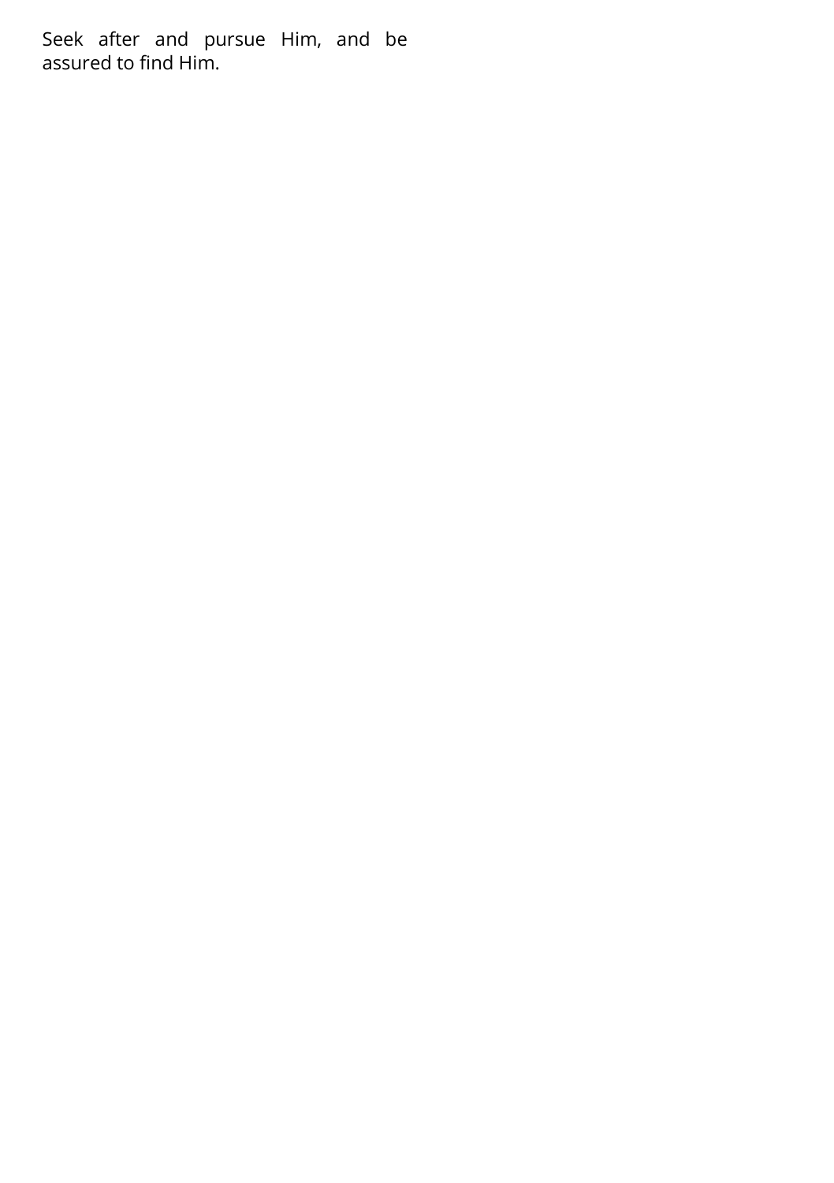Seek after and pursue Him, and be assured to find Him.